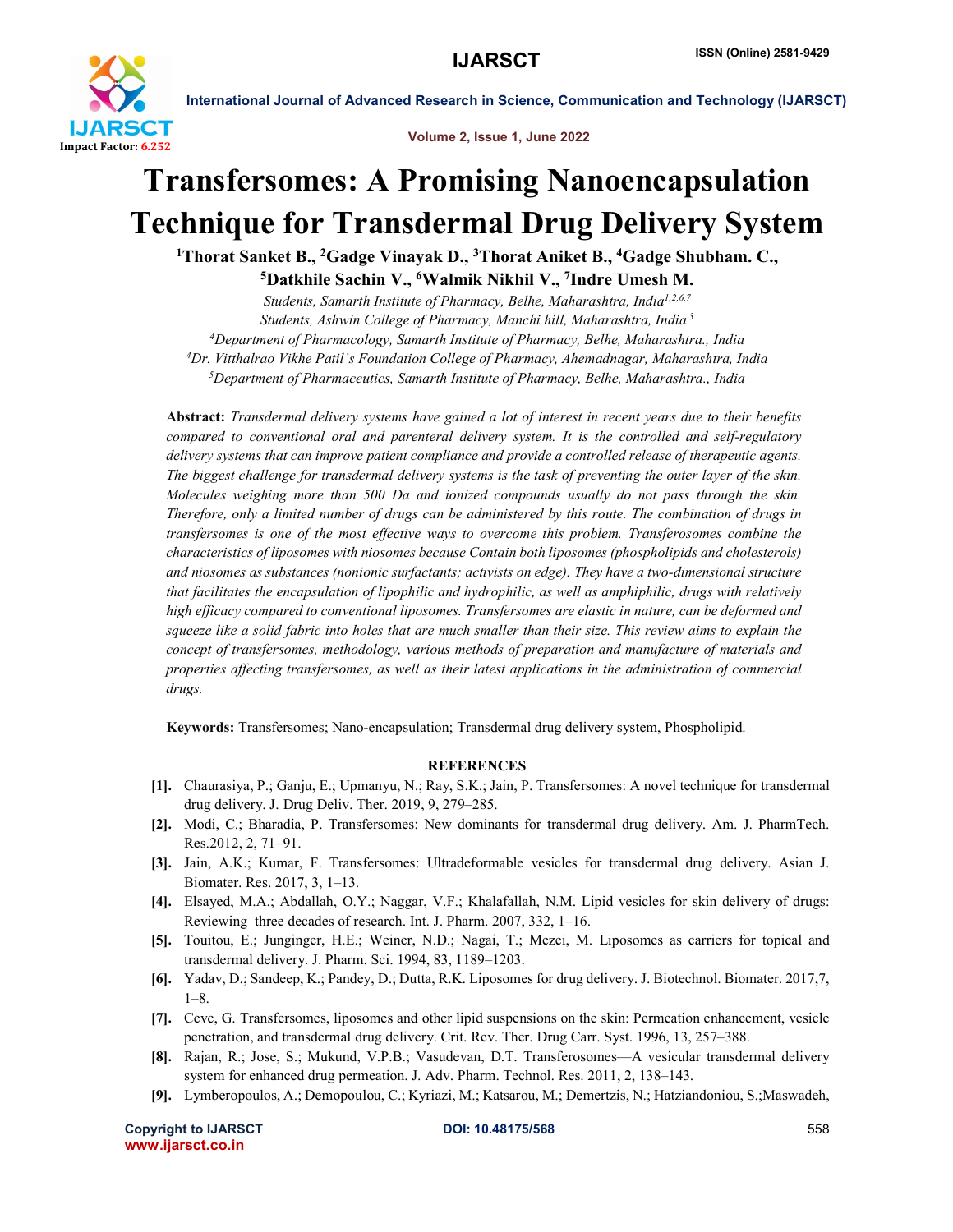# Transfersomes: A Promising Nanoencapsulation Technique for Transdermal Drug Delivery System

**[1]Thorat Sanket B., [2]Gadge Vinayak D., [3]Thorat Aniket B., [4]Gadge Shubham. C., [5]Datkhile Sachin V., [6]Walmik Nikhil V., [7]Indre Umesh M.**

*Students, Samarth Institute of Pharmacy, Belhe, Maharashtra, India[1,2,6,7]*
*Students, Ashwin College of Pharmacy, Manchi hill, Maharashtra, India [3]*
*[4]Department of Pharmacology, Samarth Institute of Pharmacy, Belhe, Maharashtra., India*
*[4]Dr. Vitthalrao Vikhe Patil's Foundation College of Pharmacy, Ahemadnagar, Maharashtra, India*
*[5]Department of Pharmaceutics, Samarth Institute of Pharmacy, Belhe, Maharashtra., India*

**Abstract:** *Transdermal delivery systems have gained a lot of interest in recent years due to their benefits compared to conventional oral and parenteral delivery system. It is the controlled and self-regulatory delivery systems that can improve patient compliance and provide a controlled release of therapeutic agents. The biggest challenge for transdermal delivery systems is the task of preventing the outer layer of the skin. Molecules weighing more than 500 Da and ionized compounds usually do not pass through the skin. Therefore, only a limited number of drugs can be administered by this route. The combination of drugs in transfersomes is one of the most effective ways to overcome this problem. Transferosomes combine the characteristics of liposomes with niosomes because Contain both liposomes (phospholipids and cholesterols) and niosomes as substances (nonionic surfactants; activists on edge). They have a two-dimensional structure that facilitates the encapsulation of lipophilic and hydrophilic, as well as amphiphilic, drugs with relatively high efficacy compared to conventional liposomes. Transfersomes are elastic in nature, can be deformed and squeeze like a solid fabric into holes that are much smaller than their size. This review aims to explain the concept of transfersomes, methodology, various methods of preparation and manufacture of materials and properties affecting transfersomes, as well as their latest applications in the administration of commercial drugs.*

**Keywords:** Transfersomes; Nano-encapsulation; Transdermal drug delivery system, Phospholipid.

## REFERENCES

[1]. Chaurasiya, P.; Ganju, E.; Upmanyu, N.; Ray, S.K.; Jain, P. Transfersomes: A novel technique for transdermal drug delivery. J. Drug Deliv. Ther. 2019, 9, 279–285.

[2]. Modi, C.; Bharadia, P. Transfersomes: New dominants for transdermal drug delivery. Am. J. PharmTech. Res.2012, 2, 71–91.

[3]. Jain, A.K.; Kumar, F. Transfersomes: Ultradeformable vesicles for transdermal drug delivery. Asian J. Biomater. Res. 2017, 3, 1–13.

[4]. Elsayed, M.A.; Abdallah, O.Y.; Naggar, V.F.; Khalafallah, N.M. Lipid vesicles for skin delivery of drugs: Reviewing three decades of research. Int. J. Pharm. 2007, 332, 1–16.

[5]. Touitou, E.; Junginger, H.E.; Weiner, N.D.; Nagai, T.; Mezei, M. Liposomes as carriers for topical and transdermal delivery. J. Pharm. Sci. 1994, 83, 1189–1203.

[6]. Yadav, D.; Sandeep, K.; Pandey, D.; Dutta, R.K. Liposomes for drug delivery. J. Biotechnol. Biomater. 2017,7, 1–8.

[7]. Cevc, G. Transfersomes, liposomes and other lipid suspensions on the skin: Permeation enhancement, vesicle penetration, and transdermal drug delivery. Crit. Rev. Ther. Drug Carr. Syst. 1996, 13, 257–388.

[8]. Rajan, R.; Jose, S.; Mukund, V.P.B.; Vasudevan, D.T. Transferosomes—A vesicular transdermal delivery system for enhanced drug permeation. J. Adv. Pharm. Technol. Res. 2011, 2, 138–143.

[9]. Lymberopoulos, A.; Demopoulou, C.; Kyriazi, M.; Katsarou, M.; Demertzis, N.; Hatziandoniou, S.;Maswadeh,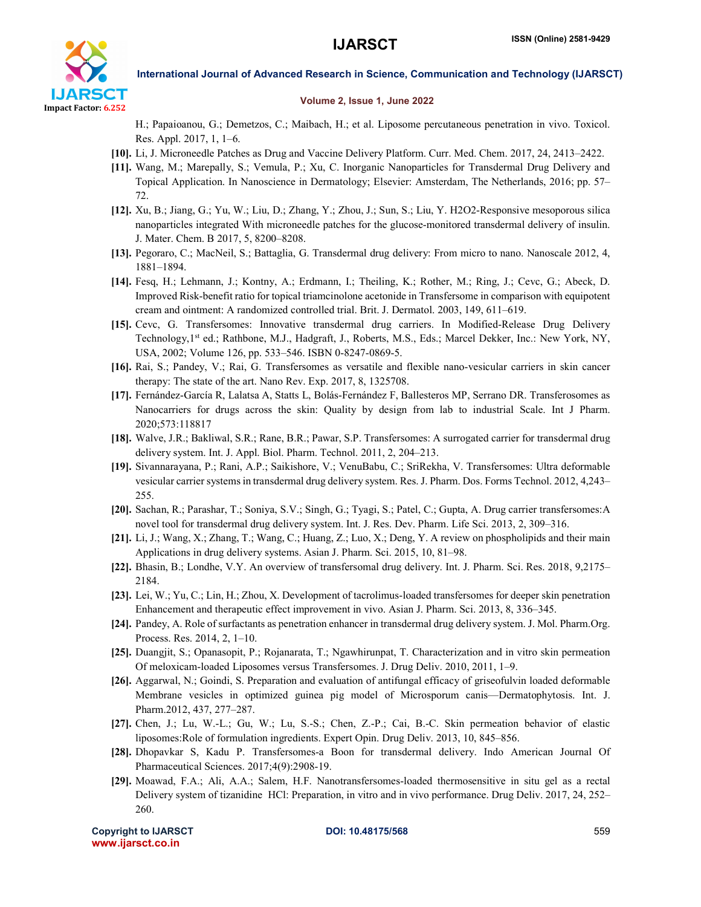H.; Papaioanou, G.; Demetzos, C.; Maibach, H.; et al. Liposome percutaneous penetration in vivo. Toxicol. Res. Appl. 2017, 1, 1–6.

**[10].** Li, J. Microneedle Patches as Drug and Vaccine Delivery Platform. Curr. Med. Chem. 2017, 24, 2413–2422.

**[11].** Wang, M.; Marepally, S.; Vemula, P.; Xu, C. Inorganic Nanoparticles for Transdermal Drug Delivery and Topical Application. In Nanoscience in Dermatology; Elsevier: Amsterdam, The Netherlands, 2016; pp. 57–72.

**[12].** Xu, B.; Jiang, G.; Yu, W.; Liu, D.; Zhang, Y.; Zhou, J.; Sun, S.; Liu, Y. H2O2-Responsive mesoporous silica nanoparticles integrated With microneedle patches for the glucose-monitored transdermal delivery of insulin. J. Mater. Chem. B 2017, 5, 8200–8208.

**[13].** Pegoraro, C.; MacNeil, S.; Battaglia, G. Transdermal drug delivery: From micro to nano. Nanoscale 2012, 4, 1881–1894.

**[14].** Fesq, H.; Lehmann, J.; Kontny, A.; Erdmann, I.; Theiling, K.; Rother, M.; Ring, J.; Cevc, G.; Abeck, D. Improved Risk-benefit ratio for topical triamcinolone acetonide in Transfersome in comparison with equipotent cream and ointment: A randomized controlled trial. Brit. J. Dermatol. 2003, 149, 611–619.

**[15].** Cevc, G. Transfersomes: Innovative transdermal drug carriers. In Modified-Release Drug Delivery Technology,1st ed.; Rathbone, M.J., Hadgraft, J., Roberts, M.S., Eds.; Marcel Dekker, Inc.: New York, NY, USA, 2002; Volume 126, pp. 533–546. ISBN 0-8247-0869-5.

**[16].** Rai, S.; Pandey, V.; Rai, G. Transfersomes as versatile and flexible nano-vesicular carriers in skin cancer therapy: The state of the art. Nano Rev. Exp. 2017, 8, 1325708.

**[17].** Fernández-García R, Lalatsa A, Statts L, Bolás-Fernández F, Ballesteros MP, Serrano DR. Transferosomes as Nanocarriers for drugs across the skin: Quality by design from lab to industrial Scale. Int J Pharm. 2020;573:118817

**[18].** Walve, J.R.; Bakliwal, S.R.; Rane, B.R.; Pawar, S.P. Transfersomes: A surrogated carrier for transdermal drug delivery system. Int. J. Appl. Biol. Pharm. Technol. 2011, 2, 204–213.

**[19].** Sivannarayana, P.; Rani, A.P.; Saikishore, V.; VenuBabu, C.; SriRekha, V. Transfersomes: Ultra deformable vesicular carrier systems in transdermal drug delivery system. Res. J. Pharm. Dos. Forms Technol. 2012, 4,243–255.

**[20].** Sachan, R.; Parashar, T.; Soniya, S.V.; Singh, G.; Tyagi, S.; Patel, C.; Gupta, A. Drug carrier transfersomes:A novel tool for transdermal drug delivery system. Int. J. Res. Dev. Pharm. Life Sci. 2013, 2, 309–316.

**[21].** Li, J.; Wang, X.; Zhang, T.; Wang, C.; Huang, Z.; Luo, X.; Deng, Y. A review on phospholipids and their main Applications in drug delivery systems. Asian J. Pharm. Sci. 2015, 10, 81–98.

**[22].** Bhasin, B.; Londhe, V.Y. An overview of transfersomal drug delivery. Int. J. Pharm. Sci. Res. 2018, 9,2175–2184.

**[23].** Lei, W.; Yu, C.; Lin, H.; Zhou, X. Development of tacrolimus-loaded transfersomes for deeper skin penetration Enhancement and therapeutic effect improvement in vivo. Asian J. Pharm. Sci. 2013, 8, 336–345.

**[24].** Pandey, A. Role of surfactants as penetration enhancer in transdermal drug delivery system. J. Mol. Pharm.Org. Process. Res. 2014, 2, 1–10.

**[25].** Duangjit, S.; Opanasopit, P.; Rojanarata, T.; Ngawhirunpat, T. Characterization and in vitro skin permeation Of meloxicam-loaded Liposomes versus Transfersomes. J. Drug Deliv. 2010, 2011, 1–9.

**[26].** Aggarwal, N.; Goindi, S. Preparation and evaluation of antifungal efficacy of griseofulvin loaded deformable Membrane vesicles in optimized guinea pig model of Microsporum canis—Dermatophytosis. Int. J. Pharm.2012, 437, 277–287.

**[27].** Chen, J.; Lu, W.-L.; Gu, W.; Lu, S.-S.; Chen, Z.-P.; Cai, B.-C. Skin permeation behavior of elastic liposomes:Role of formulation ingredients. Expert Opin. Drug Deliv. 2013, 10, 845–856.

**[28].** Dhopavkar S, Kadu P. Transfersomes-a Boon for transdermal delivery. Indo American Journal Of Pharmaceutical Sciences. 2017;4(9):2908-19.

**[29].** Moawad, F.A.; Ali, A.A.; Salem, H.F. Nanotransfersomes-loaded thermosensitive in situ gel as a rectal Delivery system of tizanidine HCl: Preparation, in vitro and in vivo performance. Drug Deliv. 2017, 24, 252–260.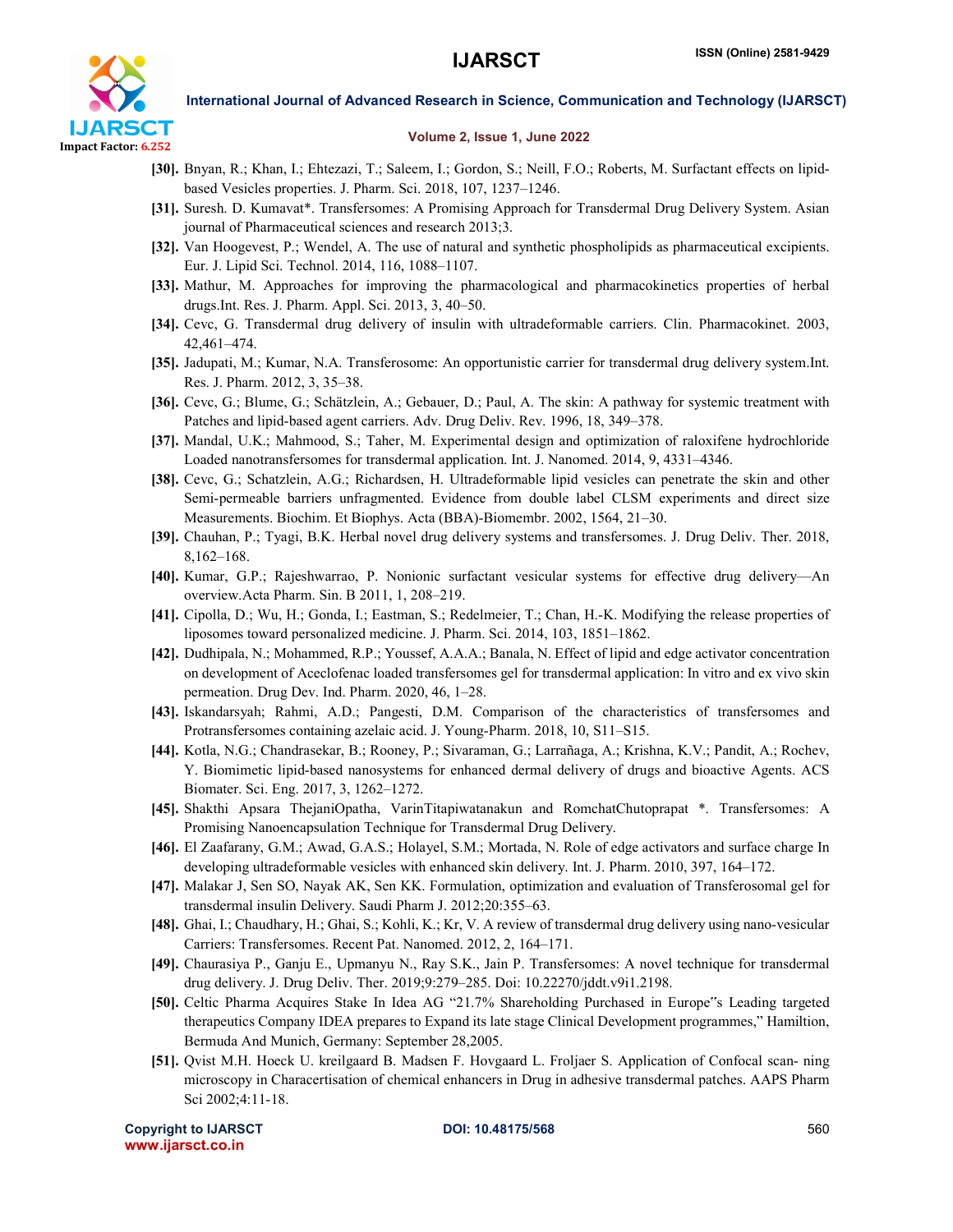**[30].** Bnyan, R.; Khan, I.; Ehtezazi, T.; Saleem, I.; Gordon, S.; Neill, F.O.; Roberts, M. Surfactant effects on lipid-based Vesicles properties. J. Pharm. Sci. 2018, 107, 1237–1246.

**[31].** Suresh. D. Kumavat*. Transfersomes: A Promising Approach for Transdermal Drug Delivery System. Asian journal of Pharmaceutical sciences and research 2013;3.

**[32].** Van Hoogevest, P.; Wendel, A. The use of natural and synthetic phospholipids as pharmaceutical excipients. Eur. J. Lipid Sci. Technol. 2014, 116, 1088–1107.

**[33].** Mathur, M. Approaches for improving the pharmacological and pharmacokinetics properties of herbal drugs.Int. Res. J. Pharm. Appl. Sci. 2013, 3, 40–50.

**[34].** Cevc, G. Transdermal drug delivery of insulin with ultradeformable carriers. Clin. Pharmacokinet. 2003, 42,461–474.

**[35].** Jadupati, M.; Kumar, N.A. Transferosome: An opportunistic carrier for transdermal drug delivery system.Int. Res. J. Pharm. 2012, 3, 35–38.

**[36].** Cevc, G.; Blume, G.; Schätzlein, A.; Gebauer, D.; Paul, A. The skin: A pathway for systemic treatment with Patches and lipid-based agent carriers. Adv. Drug Deliv. Rev. 1996, 18, 349–378.

**[37].** Mandal, U.K.; Mahmood, S.; Taher, M. Experimental design and optimization of raloxifene hydrochloride Loaded nanotransfersomes for transdermal application. Int. J. Nanomed. 2014, 9, 4331–4346.

**[38].** Cevc, G.; Schatzlein, A.G.; Richardsen, H. Ultradeformable lipid vesicles can penetrate the skin and other Semi-permeable barriers unfragmented. Evidence from double label CLSM experiments and direct size Measurements. Biochim. Et Biophys. Acta (BBA)-Biomembr. 2002, 1564, 21–30.

**[39].** Chauhan, P.; Tyagi, B.K. Herbal novel drug delivery systems and transfersomes. J. Drug Deliv. Ther. 2018, 8,162–168.

**[40].** Kumar, G.P.; Rajeshwarrao, P. Nonionic surfactant vesicular systems for effective drug delivery—An overview.Acta Pharm. Sin. B 2011, 1, 208–219.

**[41].** Cipolla, D.; Wu, H.; Gonda, I.; Eastman, S.; Redelmeier, T.; Chan, H.-K. Modifying the release properties of liposomes toward personalized medicine. J. Pharm. Sci. 2014, 103, 1851–1862.

**[42].** Dudhipala, N.; Mohammed, R.P.; Youssef, A.A.A.; Banala, N. Effect of lipid and edge activator concentration on development of Aceclofenac loaded transfersomes gel for transdermal application: In vitro and ex vivo skin permeation. Drug Dev. Ind. Pharm. 2020, 46, 1–28.

**[43].** Iskandarsyah; Rahmi, A.D.; Pangesti, D.M. Comparison of the characteristics of transfersomes and Protransfersomes containing azelaic acid. J. Young-Pharm. 2018, 10, S11–S15.

**[44].** Kotla, N.G.; Chandrasekar, B.; Rooney, P.; Sivaraman, G.; Larrañaga, A.; Krishna, K.V.; Pandit, A.; Rochev, Y. Biomimetic lipid-based nanosystems for enhanced dermal delivery of drugs and bioactive Agents. ACS Biomater. Sci. Eng. 2017, 3, 1262–1272.

**[45].** Shakthi Apsara ThejaniOpatha, VarinTitapiwatanakun and RomchatChutoprapat *. Transfersomes: A Promising Nanoencapsulation Technique for Transdermal Drug Delivery.

**[46].** El Zaafarany, G.M.; Awad, G.A.S.; Holayel, S.M.; Mortada, N. Role of edge activators and surface charge In developing ultradeformable vesicles with enhanced skin delivery. Int. J. Pharm. 2010, 397, 164–172.

**[47].** Malakar J, Sen SO, Nayak AK, Sen KK. Formulation, optimization and evaluation of Transferosomal gel for transdermal insulin Delivery. Saudi Pharm J. 2012;20:355–63.

**[48].** Ghai, I.; Chaudhary, H.; Ghai, S.; Kohli, K.; Kr, V. A review of transdermal drug delivery using nano-vesicular Carriers: Transfersomes. Recent Pat. Nanomed. 2012, 2, 164–171.

**[49].** Chaurasiya P., Ganju E., Upmanyu N., Ray S.K., Jain P. Transfersomes: A novel technique for transdermal drug delivery. J. Drug Deliv. Ther. 2019;9:279–285. Doi: 10.22270/jddt.v9i1.2198.

**[50].** Celtic Pharma Acquires Stake In Idea AG "21.7% Shareholding Purchased in Europe"s Leading targeted therapeutics Company IDEA prepares to Expand its late stage Clinical Development programmes," Hamiltion, Bermuda And Munich, Germany: September 28,2005.

**[51].** Qvist M.H. Hoeck U. kreilgaard B. Madsen F. Hovgaard L. Froljaer S. Application of Confocal scan- ning microscopy in Characertisation of chemical enhancers in Drug in adhesive transdermal patches. AAPS Pharm Sci 2002;4:11-18.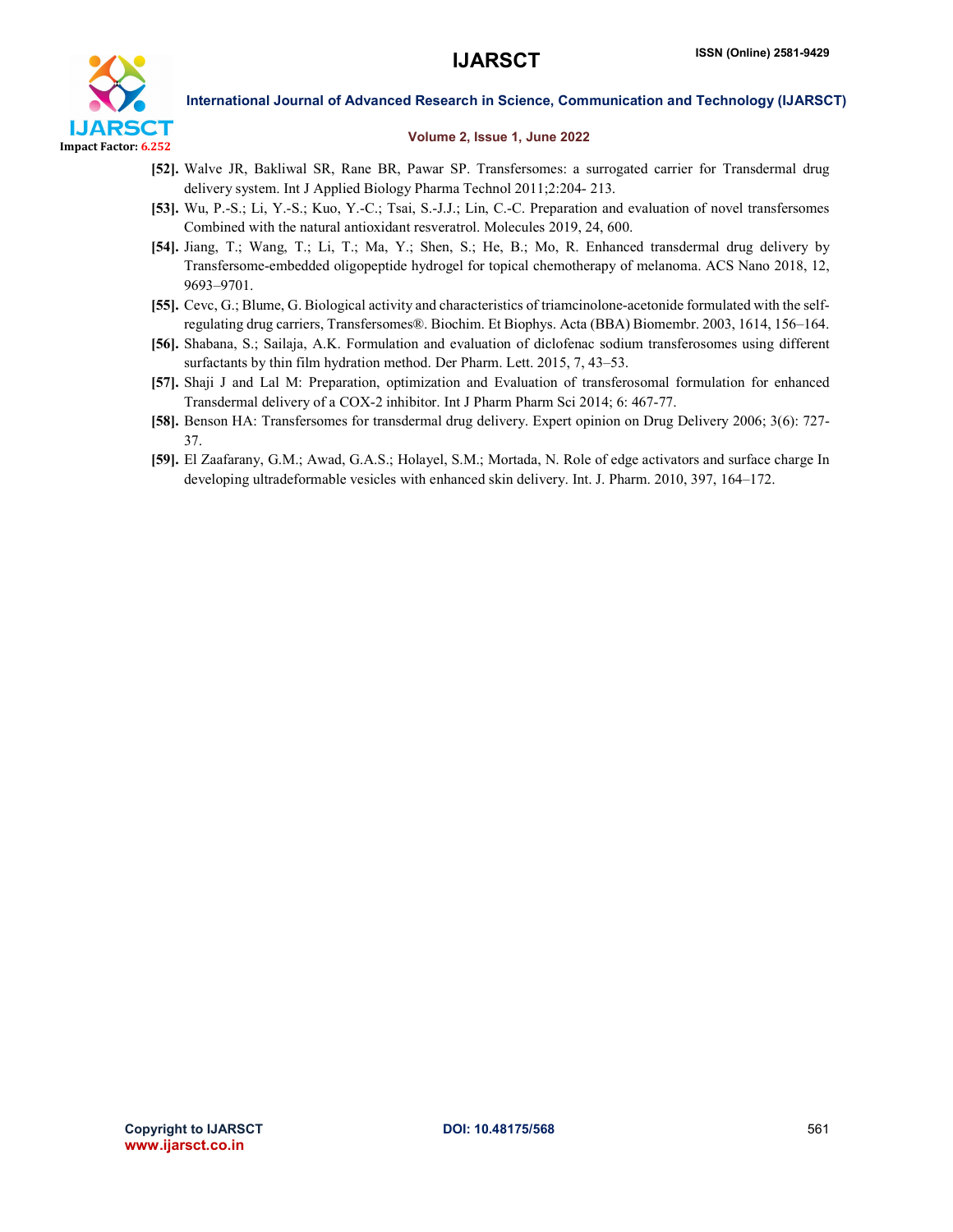[52]. Walve JR, Bakliwal SR, Rane BR, Pawar SP. Transfersomes: a surrogated carrier for Transdermal drug delivery system. Int J Applied Biology Pharma Technol 2011;2:204- 213.

[53]. Wu, P.-S.; Li, Y.-S.; Kuo, Y.-C.; Tsai, S.-J.J.; Lin, C.-C. Preparation and evaluation of novel transfersomes Combined with the natural antioxidant resveratrol. Molecules 2019, 24, 600.

[54]. Jiang, T.; Wang, T.; Li, T.; Ma, Y.; Shen, S.; He, B.; Mo, R. Enhanced transdermal drug delivery by Transfersome-embedded oligopeptide hydrogel for topical chemotherapy of melanoma. ACS Nano 2018, 12, 9693–9701.

[55]. Cevc, G.; Blume, G. Biological activity and characteristics of triamcinolone-acetonide formulated with the self-regulating drug carriers, Transfersomes®. Biochim. Et Biophys. Acta (BBA) Biomembr. 2003, 1614, 156–164.

[56]. Shabana, S.; Sailaja, A.K. Formulation and evaluation of diclofenac sodium transferosomes using different surfactants by thin film hydration method. Der Pharm. Lett. 2015, 7, 43–53.

[57]. Shaji J and Lal M: Preparation, optimization and Evaluation of transferosomal formulation for enhanced Transdermal delivery of a COX-2 inhibitor. Int J Pharm Pharm Sci 2014; 6: 467-77.

[58]. Benson HA: Transfersomes for transdermal drug delivery. Expert opinion on Drug Delivery 2006; 3(6): 727-37.

[59]. El Zaafarany, G.M.; Awad, G.A.S.; Holayel, S.M.; Mortada, N. Role of edge activators and surface charge In developing ultradeformable vesicles with enhanced skin delivery. Int. J. Pharm. 2010, 397, 164–172.